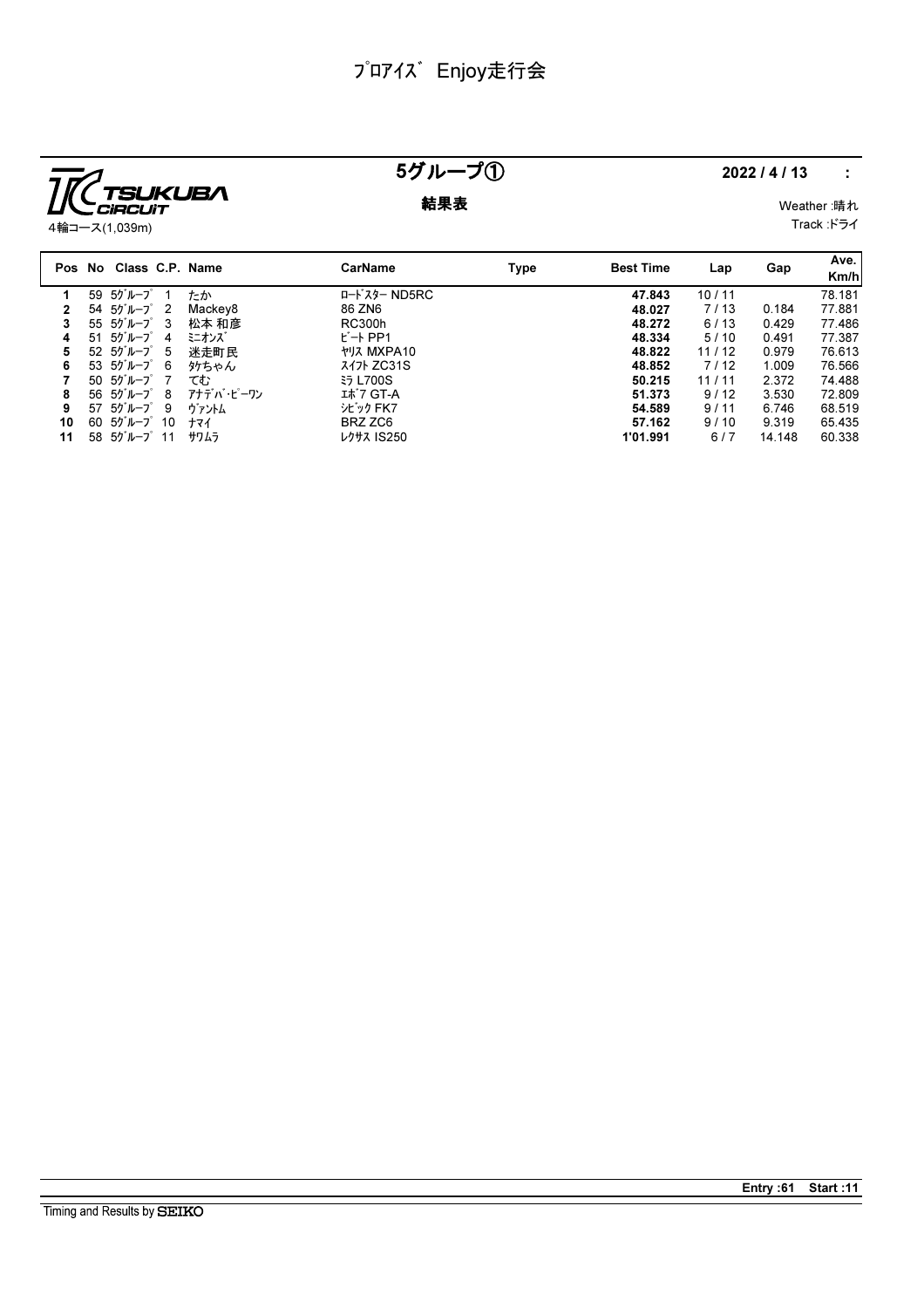# ﾌﾟﾛｱｲｽﾞ Enjoy走行会

TSUKUBA CIRCUIT

4輪コース(1,039m)

## 5グループ①

**結果表**

**2022 / 4 / 13 :**

Weather :晴れ
Track :ドライ

| Pos | No | Class | C.P. | Name | CarName | Type | Best Time | Lap | Gap | Ave. Km/h |
|---|---|---|---|---|---|---|---|---|---|---|
| 1 | 59 | 5ｸﾞﾙｰﾌﾟ | 1 | たか | ﾛｰﾄﾞｽﾀｰ ND5RC | | **47.843** | 10 / 11 | | 78.181 |
| 2 | 54 | 5ｸﾞﾙｰﾌﾟ | 2 | Mackey8 | 86 ZN6 | | **48.027** | 7 / 13 | 0.184 | 77.881 |
| 3 | 55 | 5ｸﾞﾙｰﾌﾟ | 3 | 松本 和彦 | RC300h | | **48.272** | 6 / 13 | 0.429 | 77.486 |
| 4 | 51 | 5ｸﾞﾙｰﾌﾟ | 4 | ﾐﾆｵﾝｽﾞ | ﾋﾞｰﾄ PP1 | | **48.334** | 5 / 10 | 0.491 | 77.387 |
| 5 | 52 | 5ｸﾞﾙｰﾌﾟ | 5 | 迷走町民 | ﾔﾘｽ MXPA10 | | **48.822** | 11 / 12 | 0.979 | 76.613 |
| 6 | 53 | 5ｸﾞﾙｰﾌﾟ | 6 | ﾀｹちゃん | ｽｲﾌﾄ ZC31S | | **48.852** | 7 / 12 | 1.009 | 76.566 |
| 7 | 50 | 5ｸﾞﾙｰﾌﾟ | 7 | てむ | ﾐﾗ L700S | | **50.215** | 11 / 11 | 2.372 | 74.488 |
| 8 | 56 | 5ｸﾞﾙｰﾌﾟ | 8 | ｱﾅﾃﾞﾊﾞ･ﾋﾟｰﾜﾝ | ｴﾎﾞ7 GT-A | | **51.373** | 9 / 12 | 3.530 | 72.809 |
| 9 | 57 | 5ｸﾞﾙｰﾌﾟ | 9 | ｳﾞｧﾝﾄﾑ | ｼﾋﾞｯｸ FK7 | | **54.589** | 9 / 11 | 6.746 | 68.519 |
| 10 | 60 | 5ｸﾞﾙｰﾌﾟ | 10 | ﾅﾏｲ | BRZ ZC6 | | **57.162** | 9 / 10 | 9.319 | 65.435 |
| 11 | 58 | 5ｸﾞﾙｰﾌﾟ | 11 | ｻﾜﾑﾗ | ﾚｸｻｽ IS250 | | **1'01.991** | 6 / 7 | 14.148 | 60.338 |

**Entry :61 Start :11**

Timing and Results by SEIKO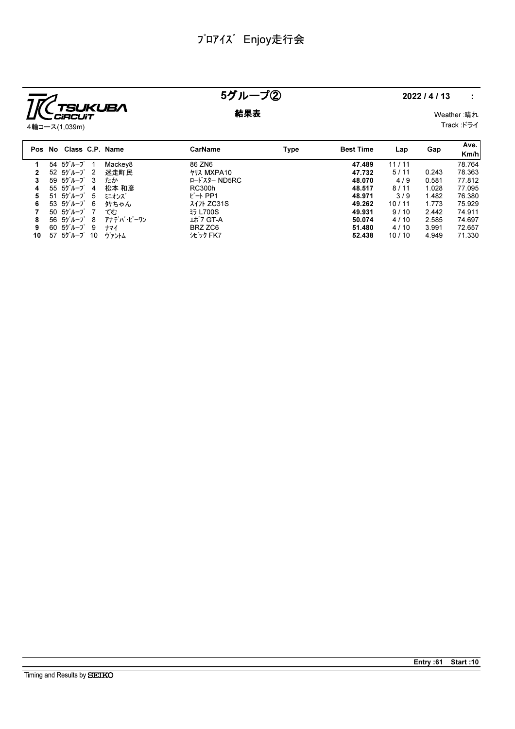# ﾌﾟﾛｱｲｽﾞ Enjoy走行会

TSUKUBA CIRCUIT

4輪コース(1,039m)

## 5グループ②

**結果表**

**2022 / 4 / 13** :

Weather :晴れ

Track :ドライ

| Pos | No | Class | C.P. | Name | CarName | Type | Best Time | Lap | Gap | Ave. Km/h |
|---|---|---|---|---|---|---|---|---|---|---|
| 1 | 54 | 5ｸﾞﾙｰﾌﾟ | 1 | Mackey8 | 86 ZN6 | | **47.489** | 11 / 11 | | 78.764 |
| 2 | 52 | 5ｸﾞﾙｰﾌﾟ | 2 | 迷走町民 | ﾔﾘｽ MXPA10 | | **47.732** | 5 / 11 | 0.243 | 78.363 |
| 3 | 59 | 5ｸﾞﾙｰﾌﾟ | 3 | たか | ﾛｰﾄﾞｽﾀｰ ND5RC | | **48.070** | 4 / 9 | 0.581 | 77.812 |
| 4 | 55 | 5ｸﾞﾙｰﾌﾟ | 4 | 松本 和彦 | RC300h | | **48.517** | 8 / 11 | 1.028 | 77.095 |
| 5 | 51 | 5ｸﾞﾙｰﾌﾟ | 5 | ﾐﾆｵﾝｽﾞ | ﾋﾞｰﾄ PP1 | | **48.971** | 3 / 9 | 1.482 | 76.380 |
| 6 | 53 | 5ｸﾞﾙｰﾌﾟ | 6 | ﾀｹちゃん | ｽｲﾌﾄ ZC31S | | **49.262** | 10 / 11 | 1.773 | 75.929 |
| 7 | 50 | 5ｸﾞﾙｰﾌﾟ | 7 | てむ | ﾐﾗ L700S | | **49.931** | 9 / 10 | 2.442 | 74.911 |
| 8 | 56 | 5ｸﾞﾙｰﾌﾟ | 8 | ｱﾅﾃﾞﾊﾞ･ﾋﾟｰﾜﾝ | ｴﾎﾞ7 GT-A | | **50.074** | 4 / 10 | 2.585 | 74.697 |
| 9 | 60 | 5ｸﾞﾙｰﾌﾟ | 9 | ﾅﾏｲ | BRZ ZC6 | | **51.480** | 4 / 10 | 3.991 | 72.657 |
| 10 | 57 | 5ｸﾞﾙｰﾌﾟ | 10 | ｳﾞｧﾝﾄﾑ | ｼﾋﾞｯｸ FK7 | | **52.438** | 10 / 10 | 4.949 | 71.330 |

**Entry :61 Start :10**

Timing and Results by SEIKO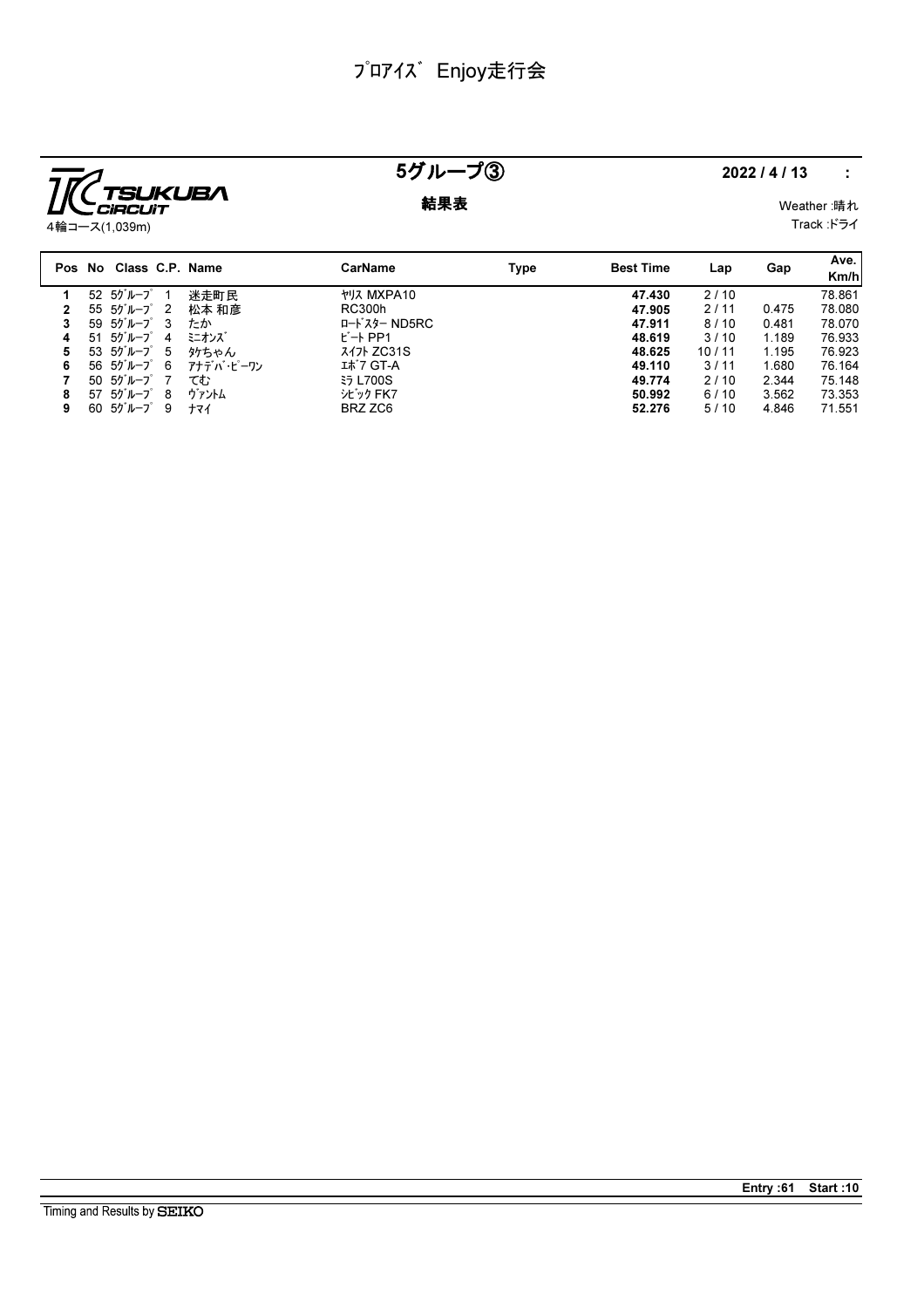# ﾌﾟﾛｱｲｽﾞ Enjoy走行会

TSUKUBA CIRCUIT
4輪コース(1,039m)

## 5グループ③

**結果表**

**2022 / 4 / 13 :**

Weather :晴れ
Track :ドライ

| Pos | No | Class | C.P. | Name | CarName | Type | Best Time | Lap | Gap | Ave. Km/h |
|---|---|---|---|---|---|---|---|---|---|---|
| 1 | 52 | 5ｸﾞﾙｰﾌﾟ | 1 | 迷走町民 | ﾔﾘｽ MXPA10 | | **47.430** | 2 / 10 | | 78.861 |
| 2 | 55 | 5ｸﾞﾙｰﾌﾟ | 2 | 松本 和彦 | RC300h | | **47.905** | 2 / 11 | 0.475 | 78.080 |
| 3 | 59 | 5ｸﾞﾙｰﾌﾟ | 3 | たか | ﾛｰﾄﾞｽﾀｰ ND5RC | | **47.911** | 8 / 10 | 0.481 | 78.070 |
| 4 | 51 | 5ｸﾞﾙｰﾌﾟ | 4 | ﾐﾆｵﾝｽﾞ | ﾋﾞｰﾄ PP1 | | **48.619** | 3 / 10 | 1.189 | 76.933 |
| 5 | 53 | 5ｸﾞﾙｰﾌﾟ | 5 | ﾀｹちゃん | ｽｲﾌﾄ ZC31S | | **48.625** | 10 / 11 | 1.195 | 76.923 |
| 6 | 56 | 5ｸﾞﾙｰﾌﾟ | 6 | ｱﾅﾃﾞﾊﾞ･ﾋﾟｰﾜﾝ | ｴﾎﾞ7 GT-A | | **49.110** | 3 / 11 | 1.680 | 76.164 |
| 7 | 50 | 5ｸﾞﾙｰﾌﾟ | 7 | てむ | ﾐﾗ L700S | | **49.774** | 2 / 10 | 2.344 | 75.148 |
| 8 | 57 | 5ｸﾞﾙｰﾌﾟ | 8 | ｳﾞｧﾝﾄﾑ | ｼﾋﾞｯｸ FK7 | | **50.992** | 6 / 10 | 3.562 | 73.353 |
| 9 | 60 | 5ｸﾞﾙｰﾌﾟ | 9 | ﾅﾏｲ | BRZ ZC6 | | **52.276** | 5 / 10 | 4.846 | 71.551 |

**Entry :61 Start :10**

Timing and Results by SEIKO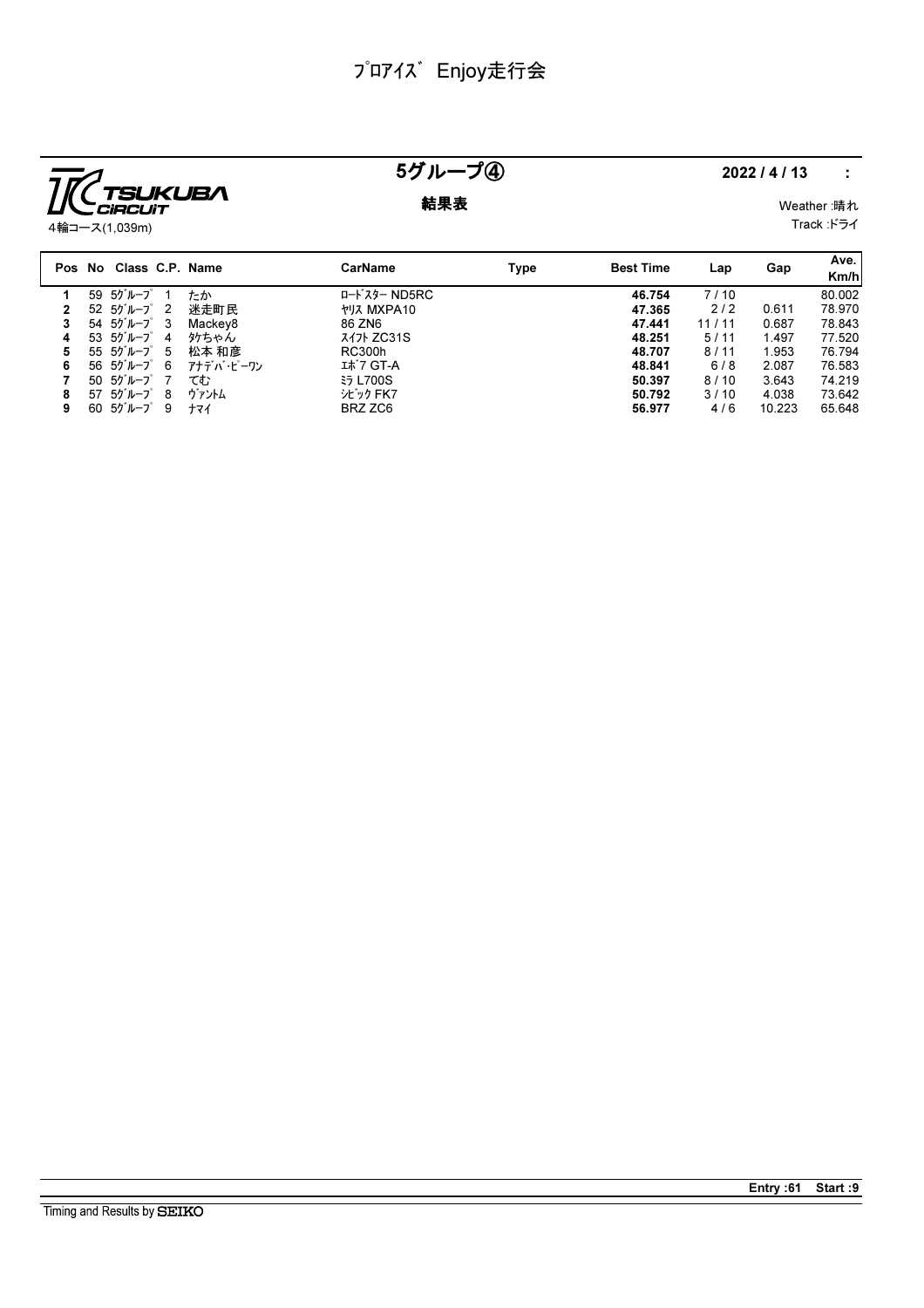# ﾌﾟﾛｱｲｽﾞ Enjoy走行会

TSUKUBA CIRCUIT

4輪コース(1,039m)

## 5グループ④

**結果表**

**2022 / 4 / 13 :**

Weather :晴れ

Track :ドライ

| Pos | No | Class | C.P. | Name | CarName | Type | Best Time | Lap | Gap | Ave. Km/h |
|---|---|---|---|---|---|---|---|---|---|---|
| 1 | 59 | 5ｸﾞﾙｰﾌﾟ | 1 | たか | ﾛｰﾄﾞｽﾀｰ ND5RC | | **46.754** | 7 / 10 | | 80.002 |
| 2 | 52 | 5ｸﾞﾙｰﾌﾟ | 2 | 迷走町民 | ﾔﾘｽ MXPA10 | | **47.365** | 2 / 2 | 0.611 | 78.970 |
| 3 | 54 | 5ｸﾞﾙｰﾌﾟ | 3 | Mackey8 | 86 ZN6 | | **47.441** | 11 / 11 | 0.687 | 78.843 |
| 4 | 53 | 5ｸﾞﾙｰﾌﾟ | 4 | ﾀｹちゃん | ｽｲﾌﾄ ZC31S | | **48.251** | 5 / 11 | 1.497 | 77.520 |
| 5 | 55 | 5ｸﾞﾙｰﾌﾟ | 5 | 松本 和彦 | RC300h | | **48.707** | 8 / 11 | 1.953 | 76.794 |
| 6 | 56 | 5ｸﾞﾙｰﾌﾟ | 6 | ｱﾅﾃﾞﾊﾞ･ﾋﾟｰﾜﾝ | ｴﾎﾞ7 GT-A | | **48.841** | 6 / 8 | 2.087 | 76.583 |
| 7 | 50 | 5ｸﾞﾙｰﾌﾟ | 7 | てむ | ﾐﾗ L700S | | **50.397** | 8 / 10 | 3.643 | 74.219 |
| 8 | 57 | 5ｸﾞﾙｰﾌﾟ | 8 | ｳﾞｧﾝﾄﾑ | ｼﾋﾞｯｸ FK7 | | **50.792** | 3 / 10 | 4.038 | 73.642 |
| 9 | 60 | 5ｸﾞﾙｰﾌﾟ | 9 | ﾅﾏｲ | BRZ ZC6 | | **56.977** | 4 / 6 | 10.223 | 65.648 |

**Entry :61 Start :9**

Timing and Results by SEIKO